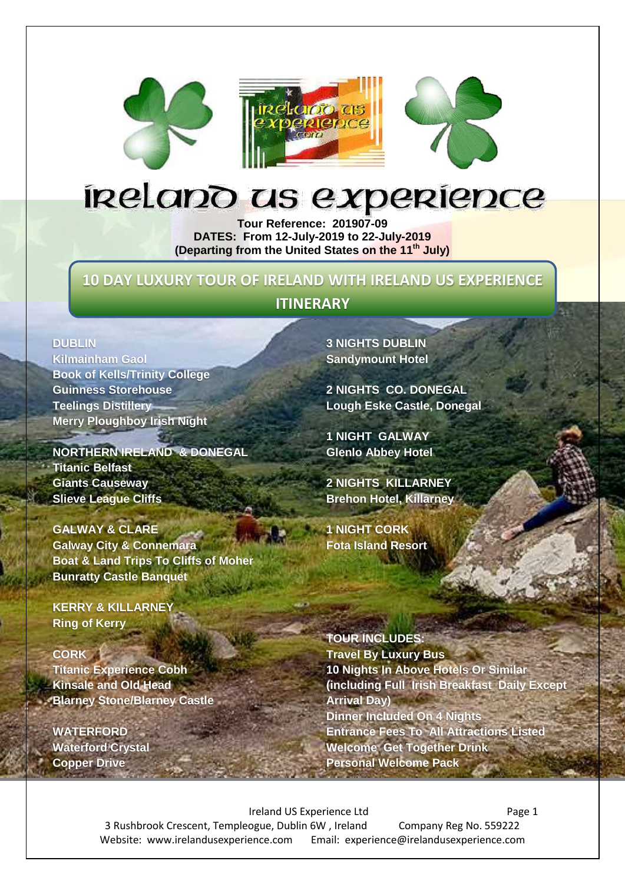# Ireland US Experience

**Tour Reference: 201907-09**
**DATES: From 12-July-2019 to 22-July-2019**
**(Departing from the United States on the 11th July)**

## 10 DAY LUXURY TOUR OF IRELAND WITH IRELAND US EXPERIENCE ITINERARY

**DUBLIN**
**Kilmainham Gaol**
**Book of Kells/Trinity College**
**Guinness Storehouse**
**Teelings Distillery**
**Merry Ploughboy Irish Night**

**NORTHERN IRELAND & DONEGAL**
**Titanic Belfast**
**Giants Causeway**
**Slieve League Cliffs**

**GALWAY & CLARE**
**Galway City & Connemara**
**Boat & Land Trips To Cliffs of Moher**
**Bunratty Castle Banquet**

**KERRY & KILLARNEY**
**Ring of Kerry**

**CORK**
**Titanic Experience Cobh**
**Kinsale and Old Head**
**Blarney Stone/Blarney Castle**

**WATERFORD**
**Waterford Crystal**
**Copper Drive**

**3 NIGHTS DUBLIN**
**Sandymount Hotel**

**2 NIGHTS CO. DONEGAL**
**Lough Eske Castle, Donegal**

**1 NIGHT GALWAY**
**Glenlo Abbey Hotel**

**2 NIGHTS KILLARNEY**
**Brehon Hotel, Killarney**

**1 NIGHT CORK**
**Fota Island Resort**

**TOUR INCLUDES:**
**Travel By Luxury Bus**
**10 Nights In Above Hotels Or Similar (including Full Irish Breakfast Daily Except Arrival Day)**
**Dinner Included On 4 Nights**
**Entrance Fees To All Attractions Listed**
**Welcome Get Together Drink**
**Personal Welcome Pack**

Ireland US Experience Ltd
3 Rushbrook Crescent, Templeogue, Dublin 6W, Ireland — Company Reg No. 559222
Website: www.irelandusexperience.com — Email: experience@irelandusexperience.com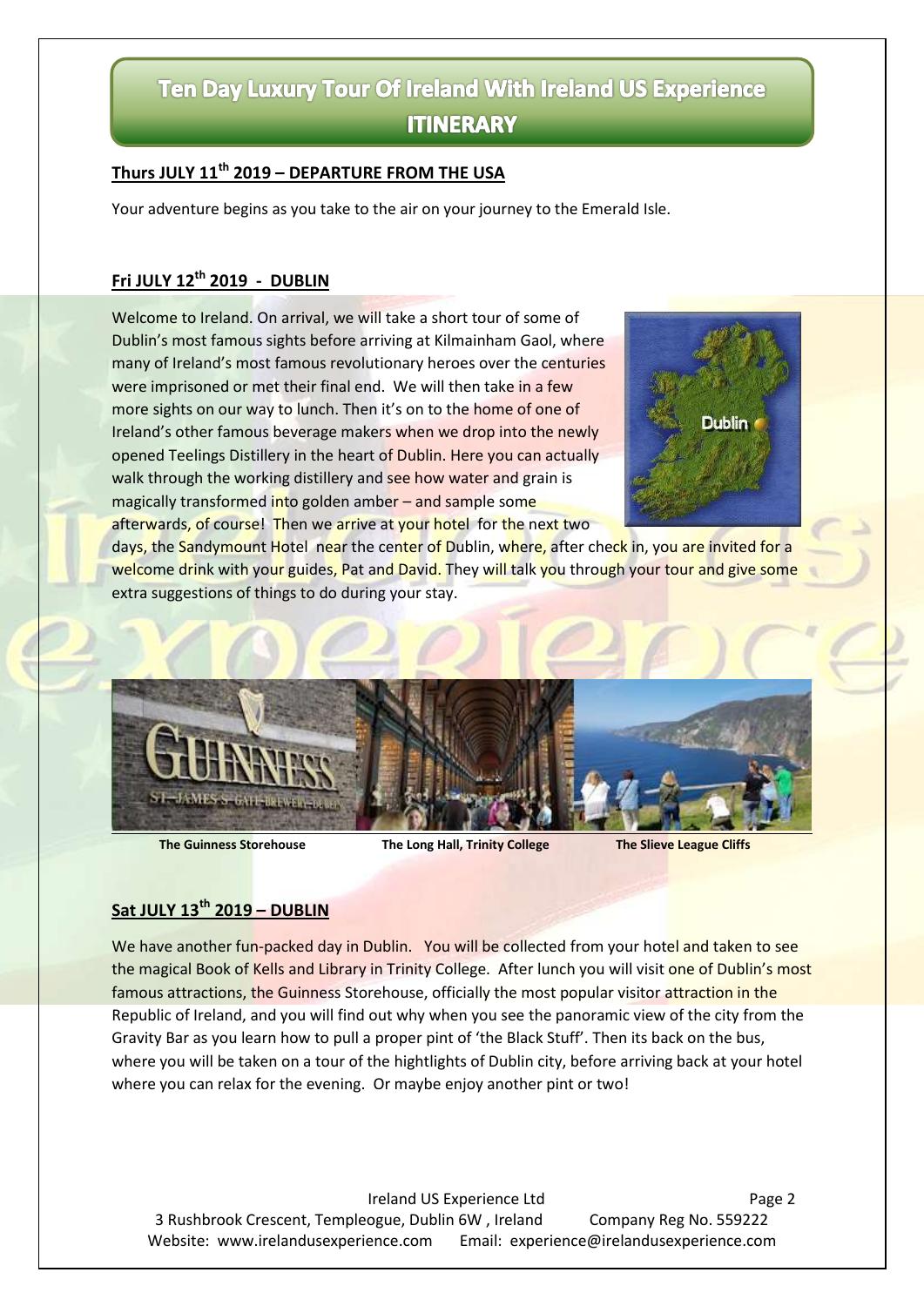# Ten Day Luxury Tour Of Ireland With Ireland US Experience ITINERARY

## Thurs JULY 11th 2019 – DEPARTURE FROM THE USA

Your adventure begins as you take to the air on your journey to the Emerald Isle.

## Fri JULY 12th 2019 - DUBLIN

Welcome to Ireland. On arrival, we will take a short tour of some of Dublin's most famous sights before arriving at Kilmainham Gaol, where many of Ireland's most famous revolutionary heroes over the centuries were imprisoned or met their final end. We will then take in a few more sights on our way to lunch. Then it's on to the home of one of Ireland's other famous beverage makers when we drop into the newly opened Teelings Distillery in the heart of Dublin. Here you can actually walk through the working distillery and see how water and grain is magically transformed into golden amber – and sample some afterwards, of course! Then we arrive at your hotel for the next two days, the Sandymount Hotel near the center of Dublin, where, after check in, you are invited for a welcome drink with your guides, Pat and David. They will talk you through your tour and give some extra suggestions of things to do during your stay.

The Guinness Storehouse | The Long Hall, Trinity College | The Slieve League Cliffs

## Sat JULY 13th 2019 – DUBLIN

We have another fun-packed day in Dublin. You will be collected from your hotel and taken to see the magical Book of Kells and Library in Trinity College. After lunch you will visit one of Dublin's most famous attractions, the Guinness Storehouse, officially the most popular visitor attraction in the Republic of Ireland, and you will find out why when you see the panoramic view of the city from the Gravity Bar as you learn how to pull a proper pint of 'the Black Stuff'. Then its back on the bus, where you will be taken on a tour of the hightlights of Dublin city, before arriving back at your hotel where you can relax for the evening. Or maybe enjoy another pint or two!

Ireland US Experience Ltd
3 Rushbrook Crescent, Templeogue, Dublin 6W , Ireland    Company Reg No. 559222
Website: www.irelandusexperience.com    Email: experience@irelandusexperience.com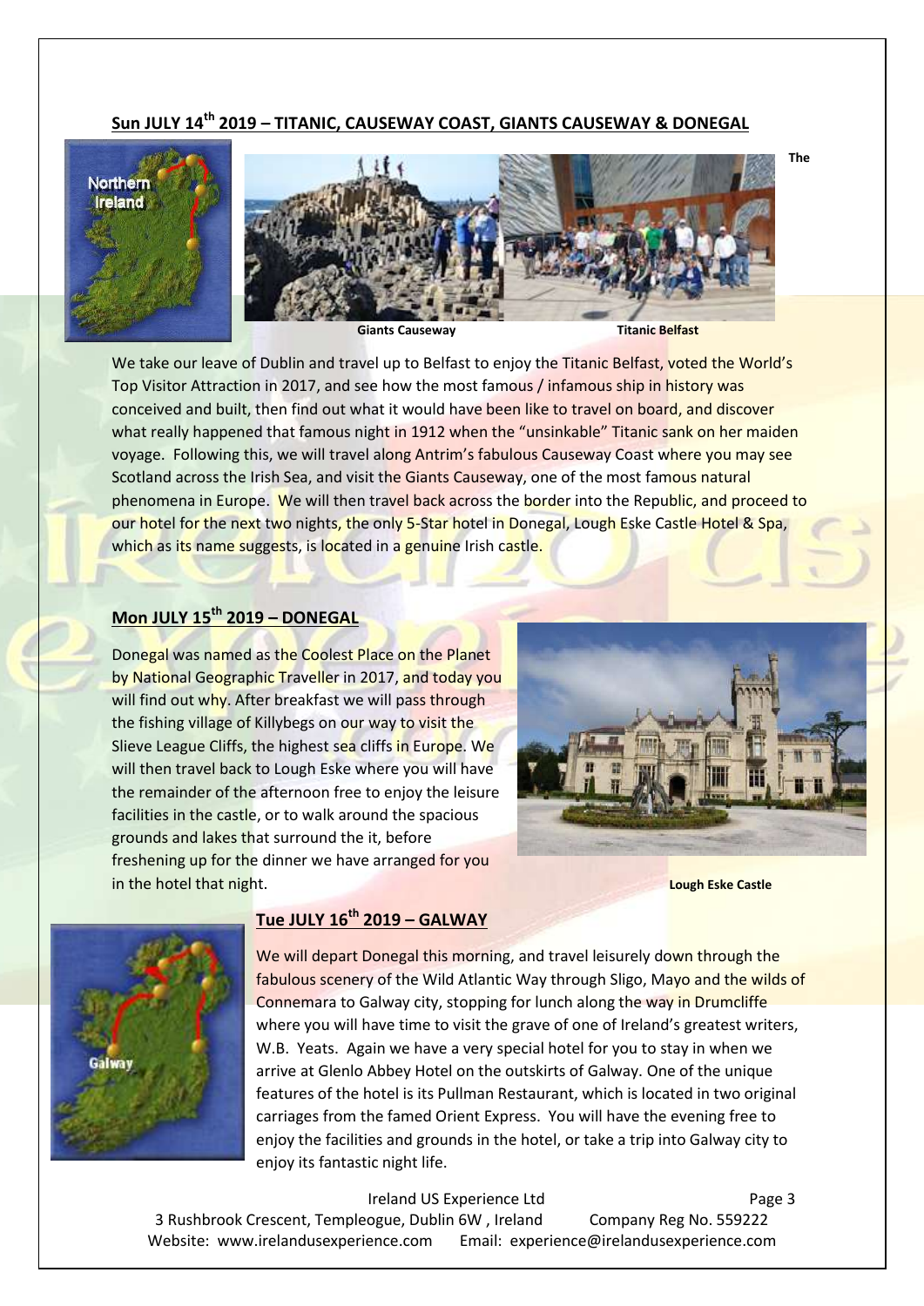## Sun JULY 14th 2019 – TITANIC, CAUSEWAY COAST, GIANTS CAUSEWAY & DONEGAL

The

**Giants Causeway** **Titanic Belfast**

We take our leave of Dublin and travel up to Belfast to enjoy the Titanic Belfast, voted the World's Top Visitor Attraction in 2017, and see how the most famous / infamous ship in history was conceived and built, then find out what it would have been like to travel on board, and discover what really happened that famous night in 1912 when the "unsinkable" Titanic sank on her maiden voyage. Following this, we will travel along Antrim's fabulous Causeway Coast where you may see Scotland across the Irish Sea, and visit the Giants Causeway, one of the most famous natural phenomena in Europe. We will then travel back across the border into the Republic, and proceed to our hotel for the next two nights, the only 5-Star hotel in Donegal, Lough Eske Castle Hotel & Spa, which as its name suggests, is located in a genuine Irish castle.

## Mon JULY 15th 2019 – DONEGAL

Donegal was named as the Coolest Place on the Planet by National Geographic Traveller in 2017, and today you will find out why. After breakfast we will pass through the fishing village of Killybegs on our way to visit the Slieve League Cliffs, the highest sea cliffs in Europe. We will then travel back to Lough Eske where you will have the remainder of the afternoon free to enjoy the leisure facilities in the castle, or to walk around the spacious grounds and lakes that surround the it, before freshening up for the dinner we have arranged for you in the hotel that night.

**Lough Eske Castle**

## Tue JULY 16th 2019 – GALWAY

We will depart Donegal this morning, and travel leisurely down through the fabulous scenery of the Wild Atlantic Way through Sligo, Mayo and the wilds of Connemara to Galway city, stopping for lunch along the way in Drumcliffe where you will have time to visit the grave of one of Ireland's greatest writers, W.B. Yeats. Again we have a very special hotel for you to stay in when we arrive at Glenlo Abbey Hotel on the outskirts of Galway. One of the unique features of the hotel is its Pullman Restaurant, which is located in two original carriages from the famed Orient Express. You will have the evening free to enjoy the facilities and grounds in the hotel, or take a trip into Galway city to enjoy its fantastic night life.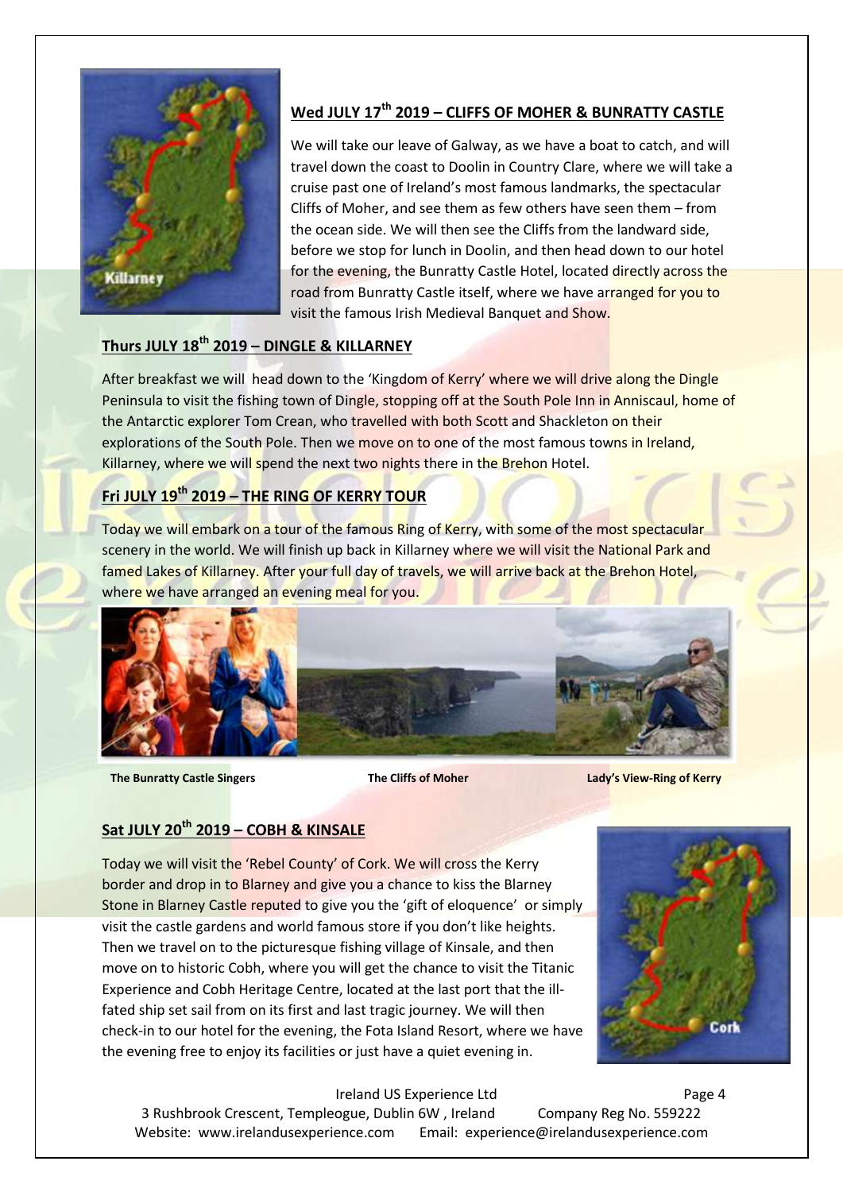## Wed JULY 17th 2019 – CLIFFS OF MOHER & BUNRATTY CASTLE

We will take our leave of Galway, as we have a boat to catch, and will travel down the coast to Doolin in Country Clare, where we will take a cruise past one of Ireland's most famous landmarks, the spectacular Cliffs of Moher, and see them as few others have seen them – from the ocean side. We will then see the Cliffs from the landward side, before we stop for lunch in Doolin, and then head down to our hotel for the evening, the Bunratty Castle Hotel, located directly across the road from Bunratty Castle itself, where we have arranged for you to visit the famous Irish Medieval Banquet and Show.

## Thurs JULY 18th 2019 – DINGLE & KILLARNEY

After breakfast we will head down to the 'Kingdom of Kerry' where we will drive along the Dingle Peninsula to visit the fishing town of Dingle, stopping off at the South Pole Inn in Anniscaul, home of the Antarctic explorer Tom Crean, who travelled with both Scott and Shackleton on their explorations of the South Pole. Then we move on to one of the most famous towns in Ireland, Killarney, where we will spend the next two nights there in the Brehon Hotel.

## Fri JULY 19th 2019 – THE RING OF KERRY TOUR

Today we will embark on a tour of the famous Ring of Kerry, with some of the most spectacular scenery in the world. We will finish up back in Killarney where we will visit the National Park and famed Lakes of Killarney. After your full day of travels, we will arrive back at the Brehon Hotel, where we have arranged an evening meal for you.

**The Bunratty Castle Singers** **The Cliffs of Moher** **Lady's View-Ring of Kerry**

## Sat JULY 20th 2019 – COBH & KINSALE

Today we will visit the 'Rebel County' of Cork. We will cross the Kerry border and drop in to Blarney and give you a chance to kiss the Blarney Stone in Blarney Castle reputed to give you the 'gift of eloquence' or simply visit the castle gardens and world famous store if you don't like heights. Then we travel on to the picturesque fishing village of Kinsale, and then move on to historic Cobh, where you will get the chance to visit the Titanic Experience and Cobh Heritage Centre, located at the last port that the ill-fated ship set sail from on its first and last tragic journey. We will then check-in to our hotel for the evening, the Fota Island Resort, where we have the evening free to enjoy its facilities or just have a quiet evening in.

Ireland US Experience Ltd
3 Rushbrook Crescent, Templeogue, Dublin 6W , Ireland Company Reg No. 559222
Website: www.irelandusexperience.com Email: experience@irelandusexperience.com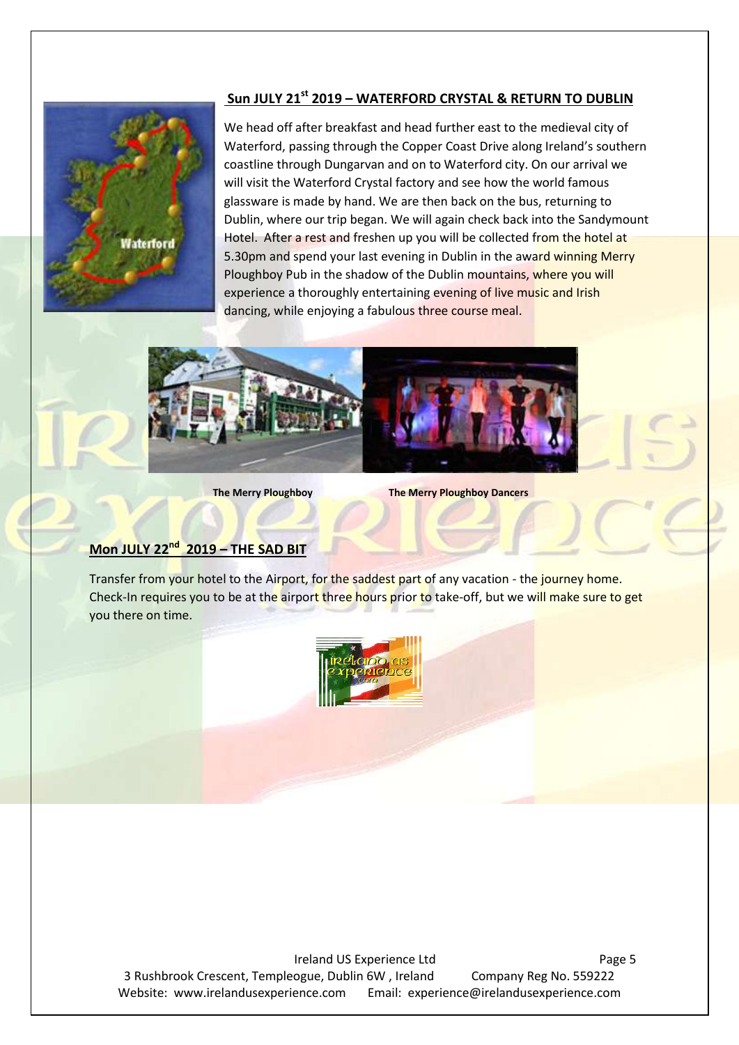## Sun JULY 21st 2019 – WATERFORD CRYSTAL & RETURN TO DUBLIN

We head off after breakfast and head further east to the medieval city of Waterford, passing through the Copper Coast Drive along Ireland's southern coastline through Dungarvan and on to Waterford city. On our arrival we will visit the Waterford Crystal factory and see how the world famous glassware is made by hand. We are then back on the bus, returning to Dublin, where our trip began. We will again check back into the Sandymount Hotel. After a rest and freshen up you will be collected from the hotel at 5.30pm and spend your last evening in Dublin in the award winning Merry Ploughboy Pub in the shadow of the Dublin mountains, where you will experience a thoroughly entertaining evening of live music and Irish dancing, while enjoying a fabulous three course meal.

**The Merry Ploughboy** **The Merry Ploughboy Dancers**

## Mon JULY 22nd 2019 – THE SAD BIT

Transfer from your hotel to the Airport, for the saddest part of any vacation - the journey home. Check-In requires you to be at the airport three hours prior to take-off, but we will make sure to get you there on time.

Ireland US Experience Ltd
3 Rushbrook Crescent, Templeogue, Dublin 6W , Ireland Company Reg No. 559222
Website: www.irelandusexperience.com Email: experience@irelandusexperience.com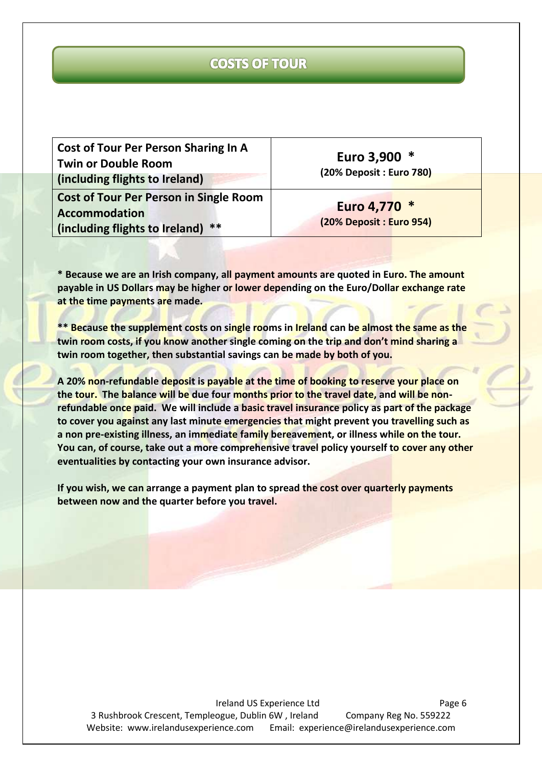## COSTS OF TOUR

| Cost of Tour Per Person Sharing In A Twin or Double Room (including flights to Ireland) | Euro 3,900 * (20% Deposit : Euro 780) |
|---|---|
| Cost of Tour Per Person in Single Room Accommodation (including flights to Ireland) ** | Euro 4,770 * (20% Deposit : Euro 954) |

**\* Because we are an Irish company, all payment amounts are quoted in Euro. The amount payable in US Dollars may be higher or lower depending on the Euro/Dollar exchange rate at the time payments are made.**

**\*\* Because the supplement costs on single rooms in Ireland can be almost the same as the twin room costs, if you know another single coming on the trip and don't mind sharing a twin room together, then substantial savings can be made by both of you.**

**A 20% non-refundable deposit is payable at the time of booking to reserve your place on the tour. The balance will be due four months prior to the travel date, and will be non-refundable once paid. We will include a basic travel insurance policy as part of the package to cover you against any last minute emergencies that might prevent you travelling such as a non pre-existing illness, an immediate family bereavement, or illness while on the tour. You can, of course, take out a more comprehensive travel policy yourself to cover any other eventualities by contacting your own insurance advisor.**

**If you wish, we can arrange a payment plan to spread the cost over quarterly payments between now and the quarter before you travel.**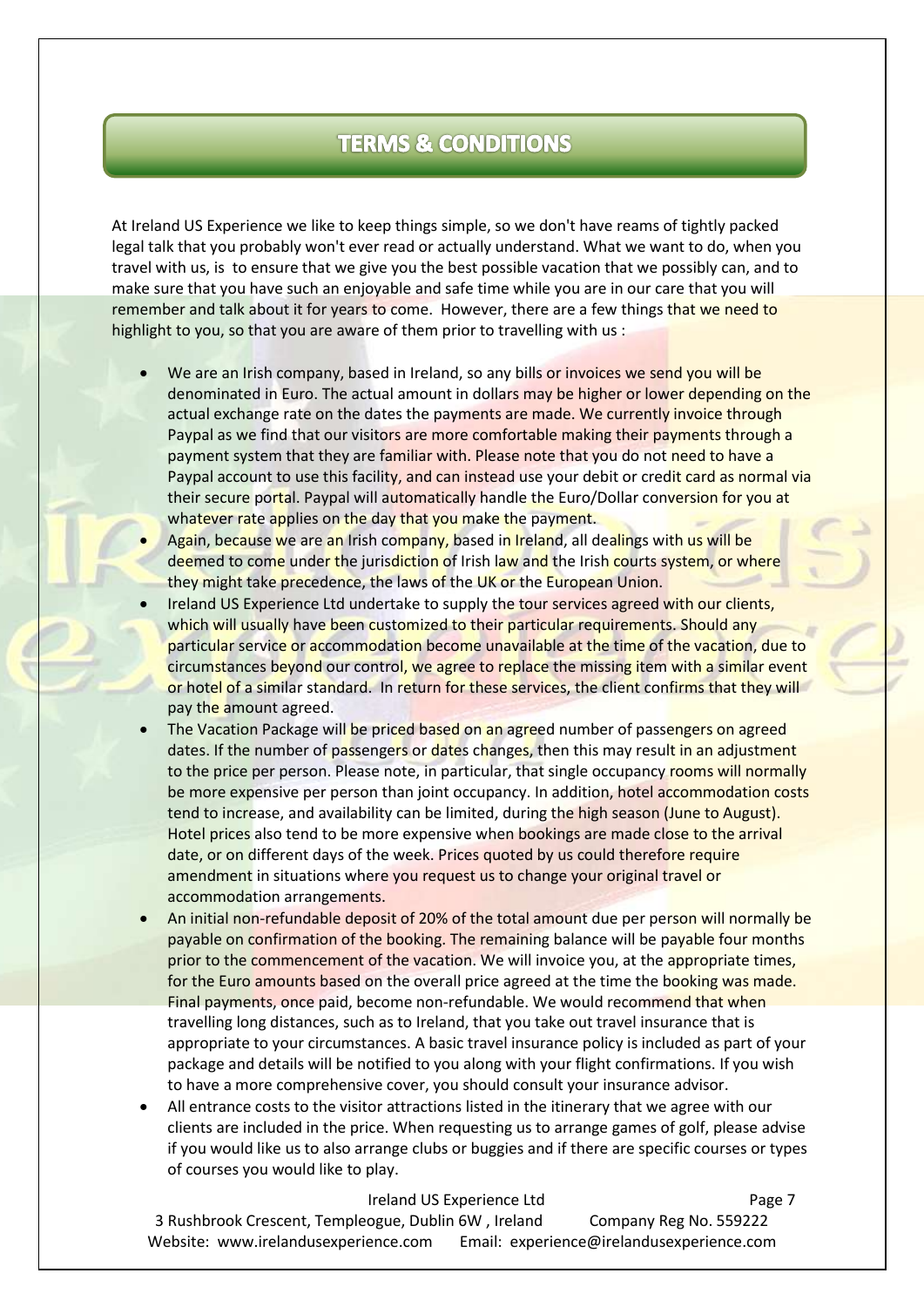# TERMS & CONDITIONS

At Ireland US Experience we like to keep things simple, so we don't have reams of tightly packed legal talk that you probably won't ever read or actually understand. What we want to do, when you travel with us, is to ensure that we give you the best possible vacation that we possibly can, and to make sure that you have such an enjoyable and safe time while you are in our care that you will remember and talk about it for years to come. However, there are a few things that we need to highlight to you, so that you are aware of them prior to travelling with us :

- We are an Irish company, based in Ireland, so any bills or invoices we send you will be denominated in Euro. The actual amount in dollars may be higher or lower depending on the actual exchange rate on the dates the payments are made. We currently invoice through Paypal as we find that our visitors are more comfortable making their payments through a payment system that they are familiar with. Please note that you do not need to have a Paypal account to use this facility, and can instead use your debit or credit card as normal via their secure portal. Paypal will automatically handle the Euro/Dollar conversion for you at whatever rate applies on the day that you make the payment.
- Again, because we are an Irish company, based in Ireland, all dealings with us will be deemed to come under the jurisdiction of Irish law and the Irish courts system, or where they might take precedence, the laws of the UK or the European Union.
- Ireland US Experience Ltd undertake to supply the tour services agreed with our clients, which will usually have been customized to their particular requirements. Should any particular service or accommodation become unavailable at the time of the vacation, due to circumstances beyond our control, we agree to replace the missing item with a similar event or hotel of a similar standard. In return for these services, the client confirms that they will pay the amount agreed.
- The Vacation Package will be priced based on an agreed number of passengers on agreed dates. If the number of passengers or dates changes, then this may result in an adjustment to the price per person. Please note, in particular, that single occupancy rooms will normally be more expensive per person than joint occupancy. In addition, hotel accommodation costs tend to increase, and availability can be limited, during the high season (June to August). Hotel prices also tend to be more expensive when bookings are made close to the arrival date, or on different days of the week. Prices quoted by us could therefore require amendment in situations where you request us to change your original travel or accommodation arrangements.
- An initial non-refundable deposit of 20% of the total amount due per person will normally be payable on confirmation of the booking. The remaining balance will be payable four months prior to the commencement of the vacation. We will invoice you, at the appropriate times, for the Euro amounts based on the overall price agreed at the time the booking was made. Final payments, once paid, become non-refundable. We would recommend that when travelling long distances, such as to Ireland, that you take out travel insurance that is appropriate to your circumstances. A basic travel insurance policy is included as part of your package and details will be notified to you along with your flight confirmations. If you wish to have a more comprehensive cover, you should consult your insurance advisor.
- All entrance costs to the visitor attractions listed in the itinerary that we agree with our clients are included in the price. When requesting us to arrange games of golf, please advise if you would like us to also arrange clubs or buggies and if there are specific courses or types of courses you would like to play.

Ireland US Experience Ltd
3 Rushbrook Crescent, Templeogue, Dublin 6W , Ireland    Company Reg No. 559222
Website: www.irelandusexperience.com    Email: experience@irelandusexperience.com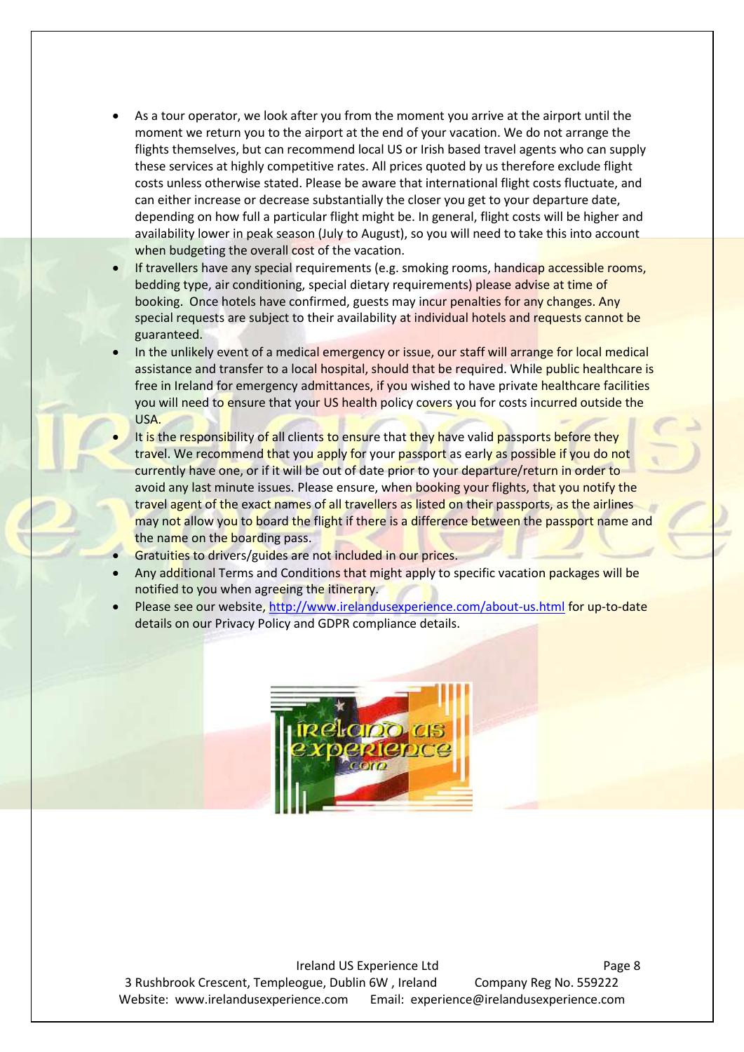- As a tour operator, we look after you from the moment you arrive at the airport until the moment we return you to the airport at the end of your vacation. We do not arrange the flights themselves, but can recommend local US or Irish based travel agents who can supply these services at highly competitive rates. All prices quoted by us therefore exclude flight costs unless otherwise stated. Please be aware that international flight costs fluctuate, and can either increase or decrease substantially the closer you get to your departure date, depending on how full a particular flight might be. In general, flight costs will be higher and availability lower in peak season (July to August), so you will need to take this into account when budgeting the overall cost of the vacation.
- If travellers have any special requirements (e.g. smoking rooms, handicap accessible rooms, bedding type, air conditioning, special dietary requirements) please advise at time of booking. Once hotels have confirmed, guests may incur penalties for any changes. Any special requests are subject to their availability at individual hotels and requests cannot be guaranteed.
- In the unlikely event of a medical emergency or issue, our staff will arrange for local medical assistance and transfer to a local hospital, should that be required. While public healthcare is free in Ireland for emergency admittances, if you wished to have private healthcare facilities you will need to ensure that your US health policy covers you for costs incurred outside the USA.
- It is the responsibility of all clients to ensure that they have valid passports before they travel. We recommend that you apply for your passport as early as possible if you do not currently have one, or if it will be out of date prior to your departure/return in order to avoid any last minute issues. Please ensure, when booking your flights, that you notify the travel agent of the exact names of all travellers as listed on their passports, as the airlines may not allow you to board the flight if there is a difference between the passport name and the name on the boarding pass.
- Gratuities to drivers/guides are not included in our prices.
- Any additional Terms and Conditions that might apply to specific vacation packages will be notified to you when agreeing the itinerary.
- Please see our website, http://www.irelandusexperience.com/about-us.html for up-to-date details on our Privacy Policy and GDPR compliance details.

Ireland US Experience Ltd
3 Rushbrook Crescent, Templeogue, Dublin 6W , Ireland Company Reg No. 559222
Website: www.irelandusexperience.com Email: experience@irelandusexperience.com